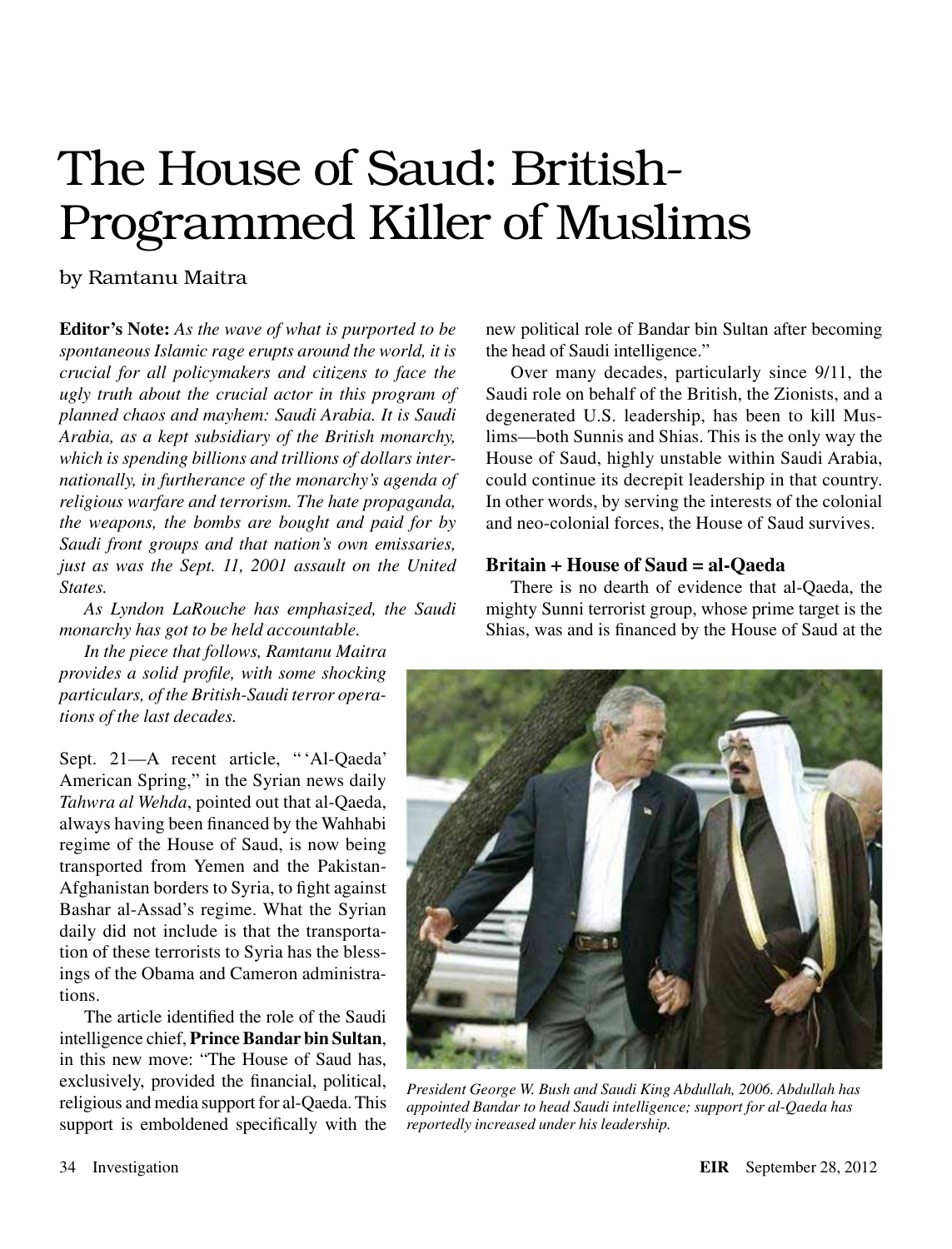# The House of Saud: British-Programmed Killer of Muslims

by Ramtanu Maitra

**Editor's Note:** *As the wave of what is purported to be spontaneous Islamic rage erupts around the world, it is crucial for all policymakers and citizens to face the ugly truth about the crucial actor in this program of planned chaos and mayhem: Saudi Arabia. It is Saudi Arabia, as a kept subsidiary of the British monarchy, which is spending billions and trillions of dollars internationally, in furtherance of the monarchy's agenda of religious warfare and terrorism. The hate propaganda, the weapons, the bombs are bought and paid for by Saudi front groups and that nation's own emissaries, just as was the Sept. 11, 2001 assault on the United States.*

*As Lyndon LaRouche has emphasized, the Saudi monarchy has got to be held accountable.*

*In the piece that follows, Ramtanu Maitra provides a solid profile, with some shocking particulars, of the British-Saudi terror operations of the last decades.*

Sept. 21—A recent article, "'Al-Qaeda' American Spring," in the Syrian news daily *Tahwra al Wehda*, pointed out that al-Qaeda, always having been financed by the Wahhabi regime of the House of Saud, is now being transported from Yemen and the Pakistan-Afghanistan borders to Syria, to fight against Bashar al-Assad's regime. What the Syrian daily did not include is that the transportation of these terrorists to Syria has the blessings of the Obama and Cameron administrations.

The article identified the role of the Saudi intelligence chief, **Prince Bandar bin Sultan**, in this new move: "The House of Saud has, exclusively, provided the financial, political, religious and media support for al-Qaeda. This support is emboldened specifically with the new political role of Bandar bin Sultan after becoming the head of Saudi intelligence."

Over many decades, particularly since 9/11, the Saudi role on behalf of the British, the Zionists, and a degenerated U.S. leadership, has been to kill Muslims—both Sunnis and Shias. This is the only way the House of Saud, highly unstable within Saudi Arabia, could continue its decrepit leadership in that country. In other words, by serving the interests of the colonial and neo-colonial forces, the House of Saud survives.

### Britain + House of Saud = al-Qaeda

There is no dearth of evidence that al-Qaeda, the mighty Sunni terrorist group, whose prime target is the Shias, was and is financed by the House of Saud at the

*President George W. Bush and Saudi King Abdullah, 2006. Abdullah has appointed Bandar to head Saudi intelligence; support for al-Qaeda has reportedly increased under his leadership.*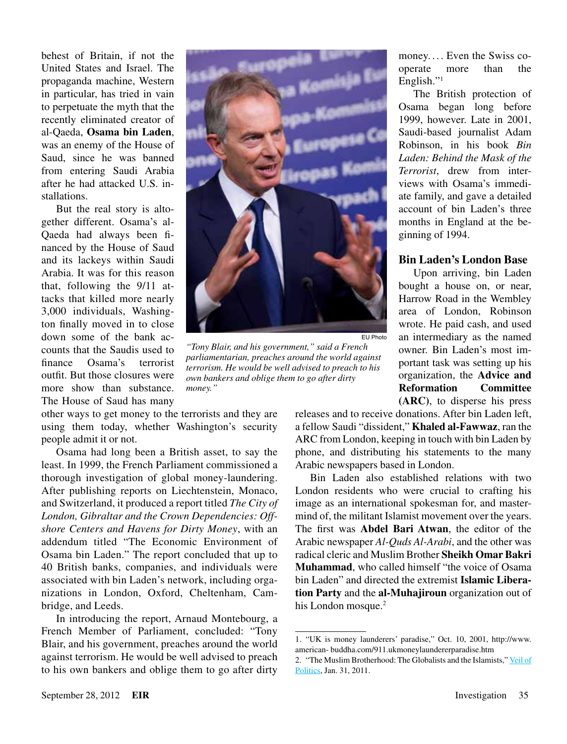behest of Britain, if not the United States and Israel. The propaganda machine, Western in particular, has tried in vain to perpetuate the myth that the recently eliminated creator of al-Qaeda, **Osama bin Laden**, was an enemy of the House of Saud, since he was banned from entering Saudi Arabia after he had attacked U.S. installations.

But the real story is altogether different. Osama's al-Qaeda had always been financed by the House of Saud and its lackeys within Saudi Arabia. It was for this reason that, following the 9/11 attacks that killed more nearly 3,000 individuals, Washington finally moved in to close down some of the bank accounts that the Saudis used to finance Osama's terrorist outfit. But those closures were more show than substance. The House of Saud has many other ways to get money to the terrorists and they are using them today, whether Washington's security people admit it or not.

EU Photo

*"Tony Blair, and his government," said a French parliamentarian, preaches around the world against terrorism. He would be well advised to preach to his own bankers and oblige them to go after dirty money."*

Osama had long been a British asset, to say the least. In 1999, the French Parliament commissioned a thorough investigation of global money-laundering. After publishing reports on Liechtenstein, Monaco, and Switzerland, it produced a report titled *The City of London, Gibraltar and the Crown Dependencies: Offshore Centers and Havens for Dirty Money*, with an addendum titled "The Economic Environment of Osama bin Laden." The report concluded that up to 40 British banks, companies, and individuals were associated with bin Laden's network, including organizations in London, Oxford, Cheltenham, Cambridge, and Leeds.

In introducing the report, Arnaud Montebourg, a French Member of Parliament, concluded: "Tony Blair, and his government, preaches around the world against terrorism. He would be well advised to preach to his own bankers and oblige them to go after dirty money.... Even the Swiss cooperate more than the English."[1]

The British protection of Osama began long before 1999, however. Late in 2001, Saudi-based journalist Adam Robinson, in his book *Bin Laden: Behind the Mask of the Terrorist*, drew from interviews with Osama's immediate family, and gave a detailed account of bin Laden's three months in England at the beginning of 1994.

## Bin Laden's London Base

Upon arriving, bin Laden bought a house on, or near, Harrow Road in the Wembley area of London, Robinson wrote. He paid cash, and used an intermediary as the named owner. Bin Laden's most important task was setting up his organization, the **Advice and Reformation Committee (ARC)**, to disperse his press releases and to receive donations. After bin Laden left, a fellow Saudi "dissident," **Khaled al-Fawwaz**, ran the ARC from London, keeping in touch with bin Laden by phone, and distributing his statements to the many Arabic newspapers based in London.

Bin Laden also established relations with two London residents who were crucial to crafting his image as an international spokesman for, and mastermind of, the militant Islamist movement over the years. The first was **Abdel Bari Atwan**, the editor of the Arabic newspaper *Al-Quds Al-Arabi*, and the other was radical cleric and Muslim Brother **Sheikh Omar Bakri Muhammad**, who called himself "the voice of Osama bin Laden" and directed the extremist **Islamic Liberation Party** and the **al-Muhajiroun** organization out of his London mosque.[2]

---

1. "UK is money launderers' paradise," Oct. 10, 2001, http://www.american- buddha.com/911.ukmoneylaundererparadise.htm

2. "The Muslim Brotherhood: The Globalists and the Islamists," Veil of Politics, Jan. 31, 2011.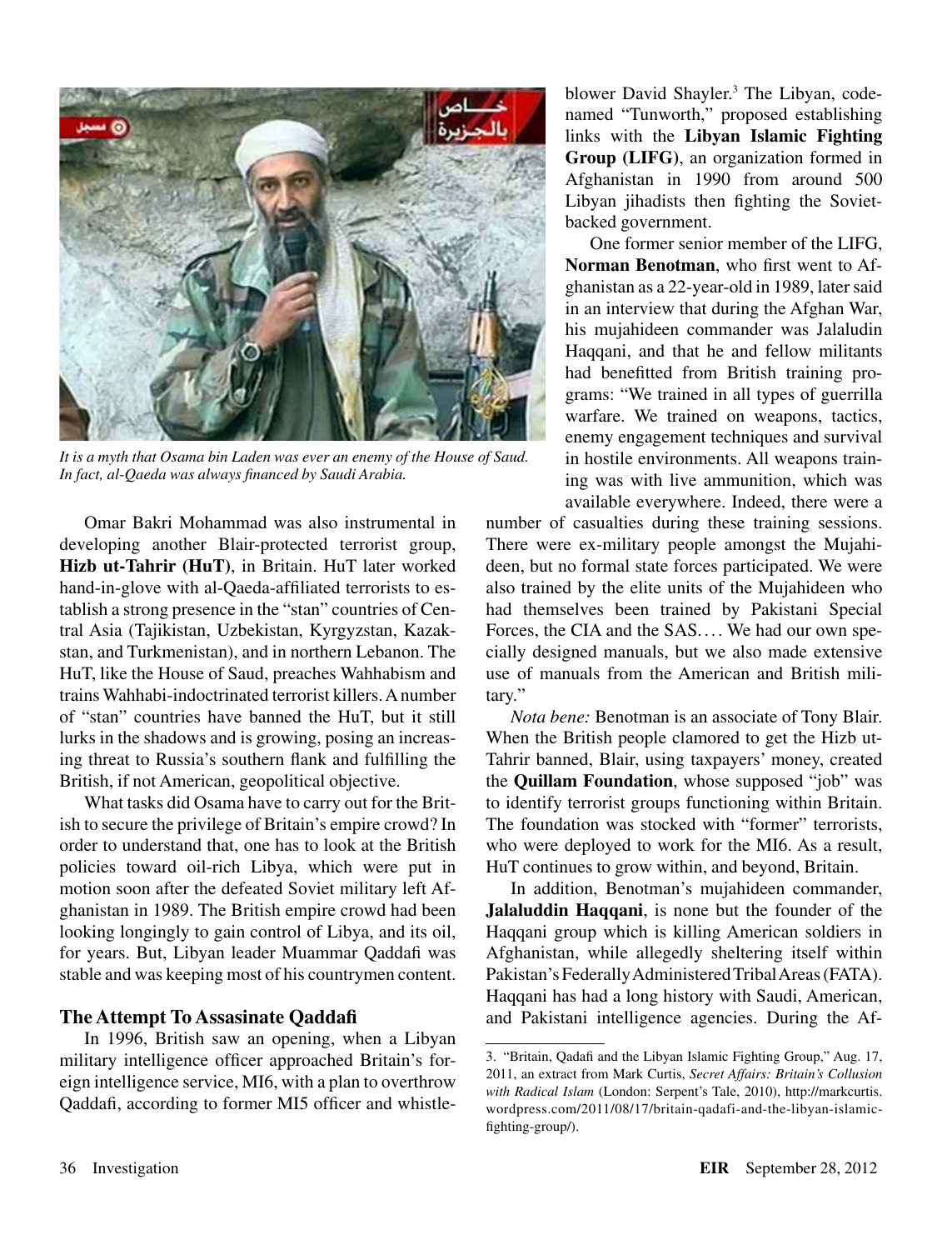*It is a myth that Osama bin Laden was ever an enemy of the House of Saud. In fact, al-Qaeda was always financed by Saudi Arabia.*

Omar Bakri Mohammad was also instrumental in developing another Blair-protected terrorist group, **Hizb ut-Tahrir (HuT)**, in Britain. HuT later worked hand-in-glove with al-Qaeda-affiliated terrorists to establish a strong presence in the "stan" countries of Central Asia (Tajikistan, Uzbekistan, Kyrgyzstan, Kazakstan, and Turkmenistan), and in northern Lebanon. The HuT, like the House of Saud, preaches Wahhabism and trains Wahhabi-indoctrinated terrorist killers. A number of "stan" countries have banned the HuT, but it still lurks in the shadows and is growing, posing an increasing threat to Russia's southern flank and fulfilling the British, if not American, geopolitical objective.

What tasks did Osama have to carry out for the British to secure the privilege of Britain's empire crowd? In order to understand that, one has to look at the British policies toward oil-rich Libya, which were put in motion soon after the defeated Soviet military left Afghanistan in 1989. The British empire crowd had been looking longingly to gain control of Libya, and its oil, for years. But, Libyan leader Muammar Qaddafi was stable and was keeping most of his countrymen content.

## The Attempt To Assasinate Qaddafi

In 1996, British saw an opening, when a Libyan military intelligence officer approached Britain's foreign intelligence service, MI6, with a plan to overthrow Qaddafi, according to former MI5 officer and whistleblower David Shayler.[3] The Libyan, code-named "Tunworth," proposed establishing links with the **Libyan Islamic Fighting Group (LIFG)**, an organization formed in Afghanistan in 1990 from around 500 Libyan jihadists then fighting the Soviet-backed government.

One former senior member of the LIFG, **Norman Benotman**, who first went to Afghanistan as a 22-year-old in 1989, later said in an interview that during the Afghan War, his mujahideen commander was Jalaludin Haqqani, and that he and fellow militants had benefitted from British training programs: "We trained in all types of guerrilla warfare. We trained on weapons, tactics, enemy engagement techniques and survival in hostile environments. All weapons training was with live ammunition, which was available everywhere. Indeed, there were a number of casualties during these training sessions. There were ex-military people amongst the Mujahideen, but no formal state forces participated. We were also trained by the elite units of the Mujahideen who had themselves been trained by Pakistani Special Forces, the CIA and the SAS.... We had our own specially designed manuals, but we also made extensive use of manuals from the American and British military."

*Nota bene:* Benotman is an associate of Tony Blair. When the British people clamored to get the Hizb ut-Tahrir banned, Blair, using taxpayers' money, created the **Quillam Foundation**, whose supposed "job" was to identify terrorist groups functioning within Britain. The foundation was stocked with "former" terrorists, who were deployed to work for the MI6. As a result, HuT continues to grow within, and beyond, Britain.

In addition, Benotman's mujahideen commander, **Jalaluddin Haqqani**, is none but the founder of the Haqqani group which is killing American soldiers in Afghanistan, while allegedly sheltering itself within Pakistan's Federally Administered Tribal Areas (FATA). Haqqani has had a long history with Saudi, American, and Pakistani intelligence agencies. During the Af-

---

3. "Britain, Qadafi and the Libyan Islamic Fighting Group," Aug. 17, 2011, an extract from Mark Curtis, *Secret Affairs: Britain's Collusion with Radical Islam* (London: Serpent's Tale, 2010), http://markcurtis.wordpress.com/2011/08/17/britain-qadafi-and-the-libyan-islamic-fighting-group/).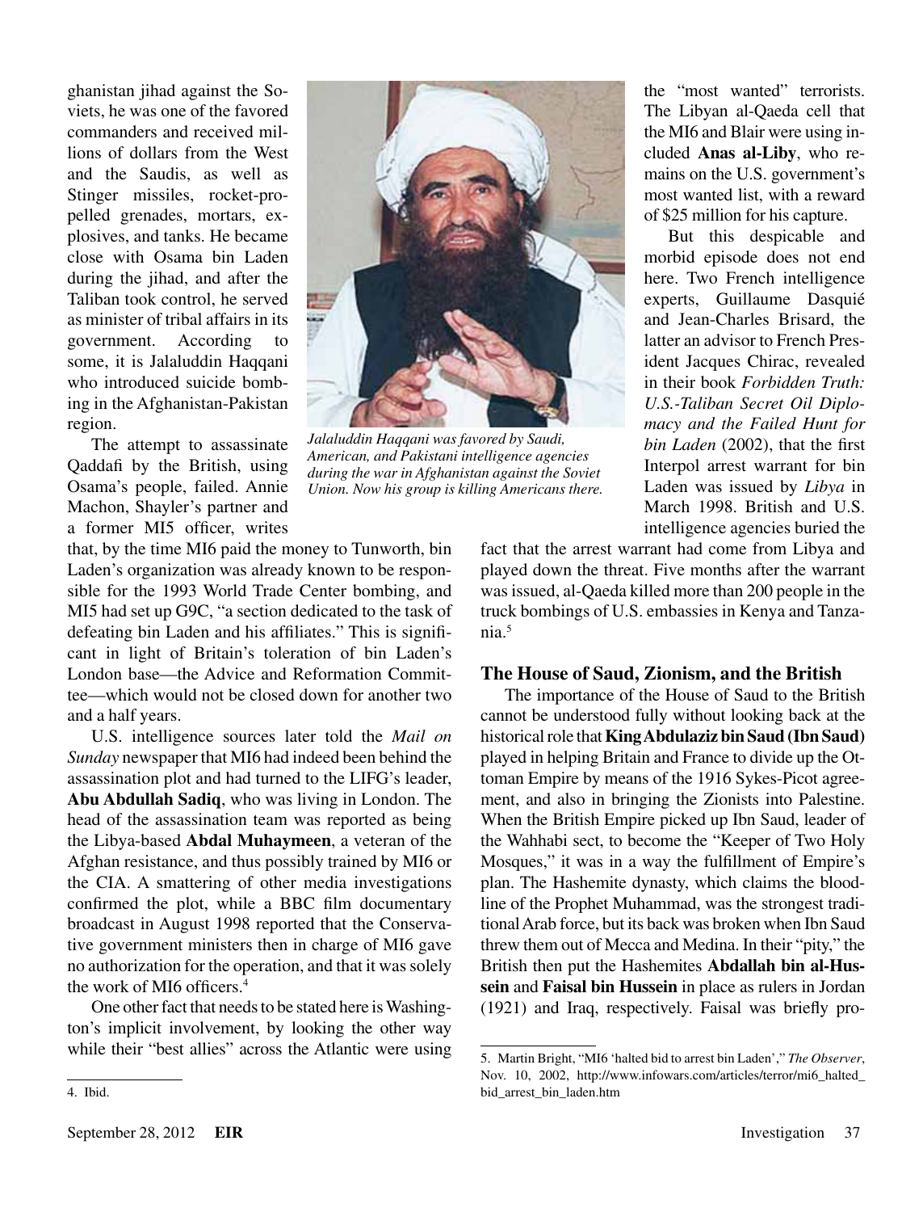ghanistan jihad against the Soviets, he was one of the favored commanders and received millions of dollars from the West and the Saudis, as well as Stinger missiles, rocket-propelled grenades, mortars, explosives, and tanks. He became close with Osama bin Laden during the jihad, and after the Taliban took control, he served as minister of tribal affairs in its government. According to some, it is Jalaluddin Haqqani who introduced suicide bombing in the Afghanistan-Pakistan region.

*Jalaluddin Haqqani was favored by Saudi, American, and Pakistani intelligence agencies during the war in Afghanistan against the Soviet Union. Now his group is killing Americans there.*

The attempt to assassinate Qaddafi by the British, using Osama's people, failed. Annie Machon, Shayler's partner and a former MI5 officer, writes that, by the time MI6 paid the money to Tunworth, bin Laden's organization was already known to be responsible for the 1993 World Trade Center bombing, and MI5 had set up G9C, "a section dedicated to the task of defeating bin Laden and his affiliates." This is significant in light of Britain's toleration of bin Laden's London base—the Advice and Reformation Committee—which would not be closed down for another two and a half years.

U.S. intelligence sources later told the *Mail on Sunday* newspaper that MI6 had indeed been behind the assassination plot and had turned to the LIFG's leader, **Abu Abdullah Sadiq**, who was living in London. The head of the assassination team was reported as being the Libya-based **Abdal Muhaymeen**, a veteran of the Afghan resistance, and thus possibly trained by MI6 or the CIA. A smattering of other media investigations confirmed the plot, while a BBC film documentary broadcast in August 1998 reported that the Conservative government ministers then in charge of MI6 gave no authorization for the operation, and that it was solely the work of MI6 officers.[4]

One other fact that needs to be stated here is Washington's implicit involvement, by looking the other way while their "best allies" across the Atlantic were using the "most wanted" terrorists. The Libyan al-Qaeda cell that the MI6 and Blair were using included **Anas al-Liby**, who remains on the U.S. government's most wanted list, with a reward of $25 million for his capture.

But this despicable and morbid episode does not end here. Two French intelligence experts, Guillaume Dasquié and Jean-Charles Brisard, the latter an advisor to French President Jacques Chirac, revealed in their book *Forbidden Truth: U.S.-Taliban Secret Oil Diplomacy and the Failed Hunt for bin Laden* (2002), that the first Interpol arrest warrant for bin Laden was issued by *Libya* in March 1998. British and U.S. intelligence agencies buried the fact that the arrest warrant had come from Libya and played down the threat. Five months after the warrant was issued, al-Qaeda killed more than 200 people in the truck bombings of U.S. embassies in Kenya and Tanzania.[5]

### The House of Saud, Zionism, and the British

The importance of the House of Saud to the British cannot be understood fully without looking back at the historical role that **King Abdulaziz bin Saud (Ibn Saud)** played in helping Britain and France to divide up the Ottoman Empire by means of the 1916 Sykes-Picot agreement, and also in bringing the Zionists into Palestine. When the British Empire picked up Ibn Saud, leader of the Wahhabi sect, to become the "Keeper of Two Holy Mosques," it was in a way the fulfillment of Empire's plan. The Hashemite dynasty, which claims the bloodline of the Prophet Muhammad, was the strongest traditional Arab force, but its back was broken when Ibn Saud threw them out of Mecca and Medina. In their "pity," the British then put the Hashemites **Abdallah bin al-Hussein** and **Faisal bin Hussein** in place as rulers in Jordan (1921) and Iraq, respectively. Faisal was briefly pro-

---

4. Ibid.

5. Martin Bright, "MI6 'halted bid to arrest bin Laden'," *The Observer*, Nov. 10, 2002, http://www.infowars.com/articles/terror/mi6_halted_bid_arrest_bin_laden.htm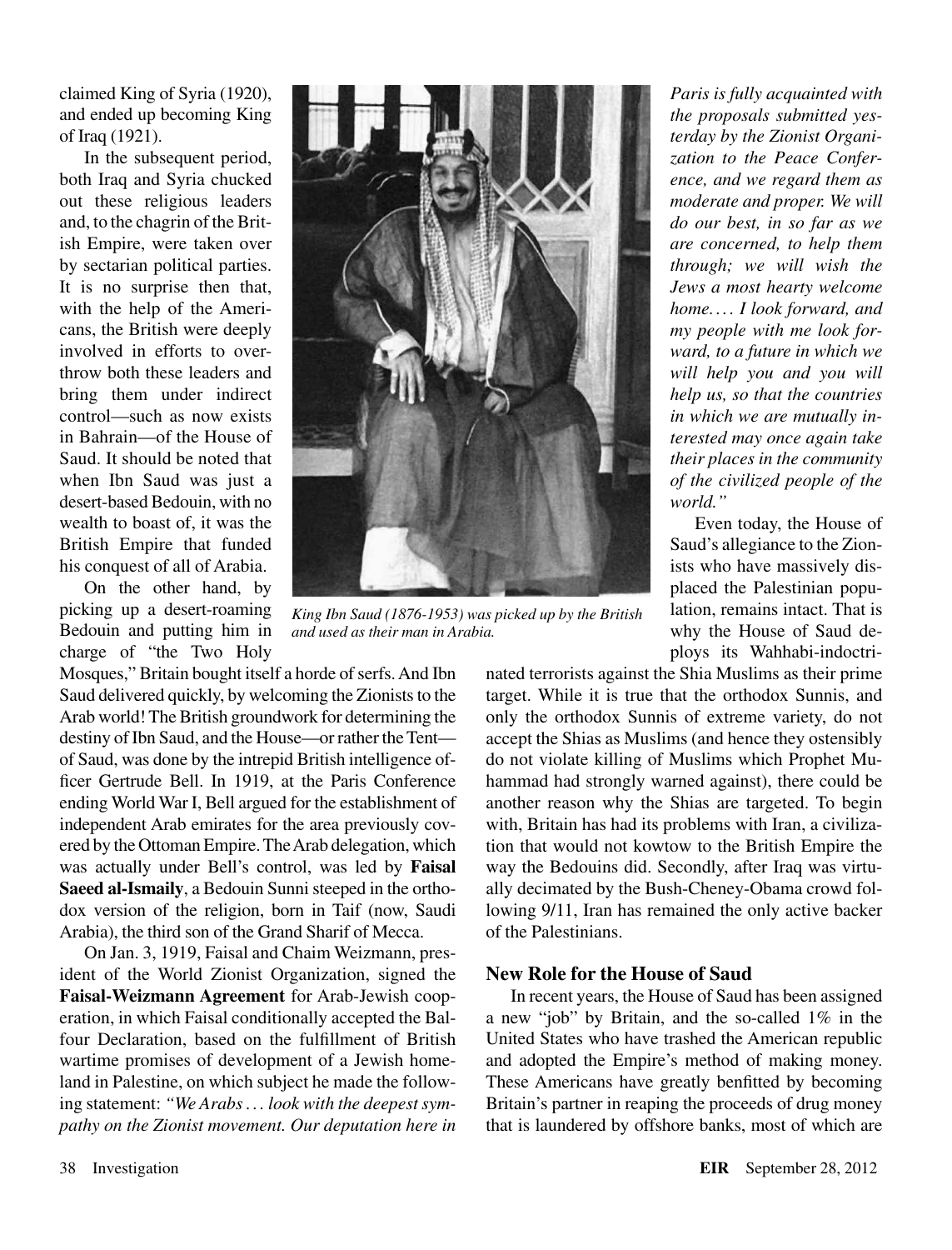claimed King of Syria (1920), and ended up becoming King of Iraq (1921).

In the subsequent period, both Iraq and Syria chucked out these religious leaders and, to the chagrin of the British Empire, were taken over by sectarian political parties. It is no surprise then that, with the help of the Americans, the British were deeply involved in efforts to overthrow both these leaders and bring them under indirect control—such as now exists in Bahrain—of the House of Saud. It should be noted that when Ibn Saud was just a desert-based Bedouin, with no wealth to boast of, it was the British Empire that funded his conquest of all of Arabia.

On the other hand, by picking up a desert-roaming Bedouin and putting him in charge of "the Two Holy Mosques," Britain bought itself a horde of serfs. And Ibn Saud delivered quickly, by welcoming the Zionists to the Arab world! The British groundwork for determining the destiny of Ibn Saud, and the House—or rather the Tent—of Saud, was done by the intrepid British intelligence officer Gertrude Bell. In 1919, at the Paris Conference ending World War I, Bell argued for the establishment of independent Arab emirates for the area previously covered by the Ottoman Empire. The Arab delegation, which was actually under Bell's control, was led by **Faisal Saeed al-Ismaily**, a Bedouin Sunni steeped in the orthodox version of the religion, born in Taif (now, Saudi Arabia), the third son of the Grand Sharif of Mecca.

*King Ibn Saud (1876-1953) was picked up by the British and used as their man in Arabia.*

On Jan. 3, 1919, Faisal and Chaim Weizmann, president of the World Zionist Organization, signed the **Faisal-Weizmann Agreement** for Arab-Jewish cooperation, in which Faisal conditionally accepted the Balfour Declaration, based on the fulfillment of British wartime promises of development of a Jewish homeland in Palestine, on which subject he made the following statement: *"We Arabs . . . look with the deepest sympathy on the Zionist movement. Our deputation here in Paris is fully acquainted with the proposals submitted yesterday by the Zionist Organization to the Peace Conference, and we regard them as moderate and proper. We will do our best, in so far as we are concerned, to help them through; we will wish the Jews a most hearty welcome home. . . . I look forward, and my people with me look forward, to a future in which we will help you and you will help us, so that the countries in which we are mutually interested may once again take their places in the community of the civilized people of the world."*

Even today, the House of Saud's allegiance to the Zionists who have massively displaced the Palestinian population, remains intact. That is why the House of Saud deploys its Wahhabi-indoctrinated terrorists against the Shia Muslims as their prime target. While it is true that the orthodox Sunnis, and only the orthodox Sunnis of extreme variety, do not accept the Shias as Muslims (and hence they ostensibly do not violate killing of Muslims which Prophet Muhammad had strongly warned against), there could be another reason why the Shias are targeted. To begin with, Britain has had its problems with Iran, a civilization that would not kowtow to the British Empire the way the Bedouins did. Secondly, after Iraq was virtually decimated by the Bush-Cheney-Obama crowd following 9/11, Iran has remained the only active backer of the Palestinians.

## New Role for the House of Saud

In recent years, the House of Saud has been assigned a new "job" by Britain, and the so-called 1% in the United States who have trashed the American republic and adopted the Empire's method of making money. These Americans have greatly benfitted by becoming Britain's partner in reaping the proceeds of drug money that is laundered by offshore banks, most of which are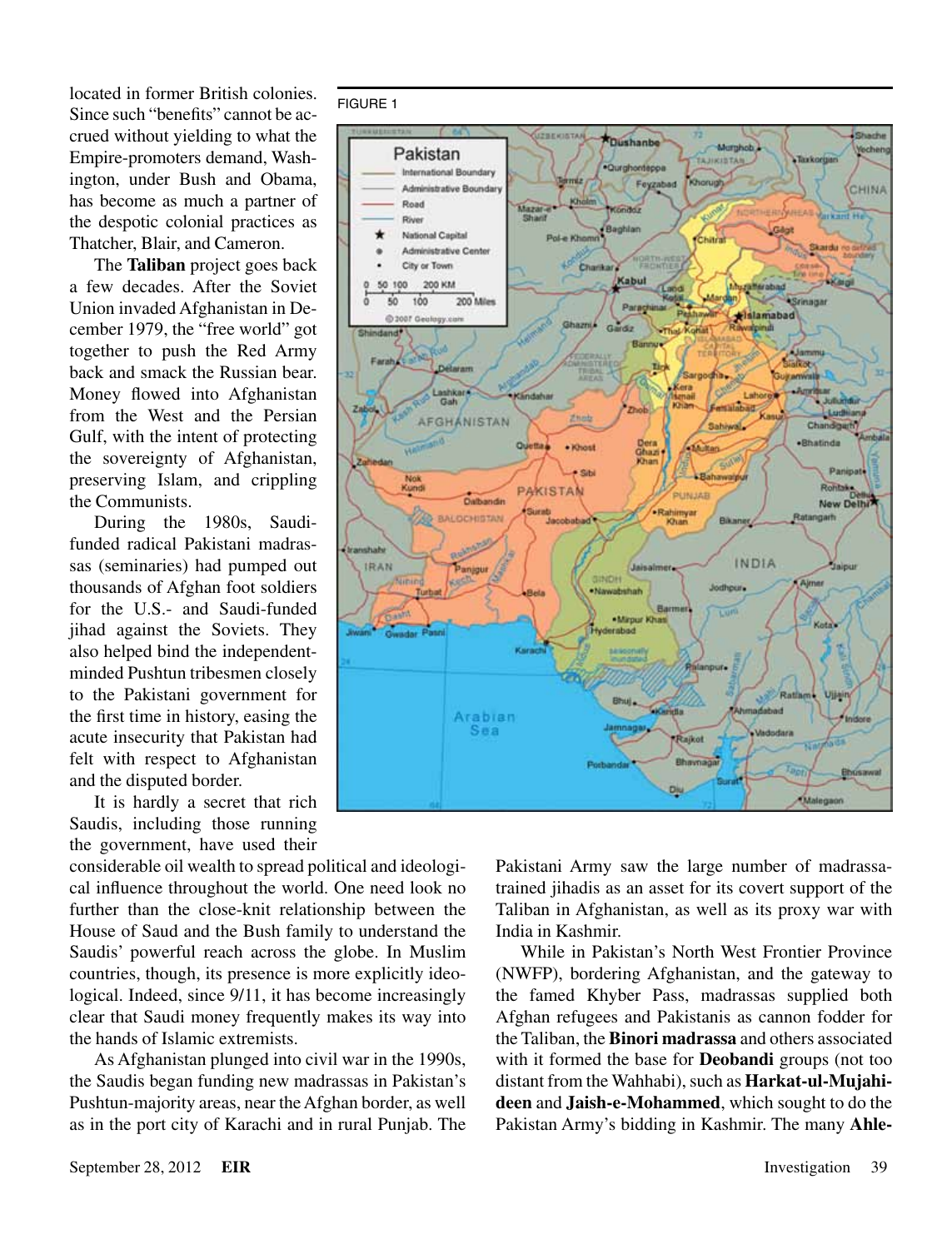located in former British colonies. Since such "benefits" cannot be accrued without yielding to what the Empire-promoters demand, Washington, under Bush and Obama, has become as much a partner of the despotic colonial practices as Thatcher, Blair, and Cameron.

The **Taliban** project goes back a few decades. After the Soviet Union invaded Afghanistan in December 1979, the "free world" got together to push the Red Army back and smack the Russian bear. Money flowed into Afghanistan from the West and the Persian Gulf, with the intent of protecting the sovereignty of Afghanistan, preserving Islam, and crippling the Communists.

During the 1980s, Saudi-funded radical Pakistani madrassas (seminaries) had pumped out thousands of Afghan foot soldiers for the U.S.- and Saudi-funded jihad against the Soviets. They also helped bind the independent-minded Pushtun tribesmen closely to the Pakistani government for the first time in history, easing the acute insecurity that Pakistan had felt with respect to Afghanistan and the disputed border.

FIGURE 1

It is hardly a secret that rich Saudis, including those running the government, have used their considerable oil wealth to spread political and ideological influence throughout the world. One need look no further than the close-knit relationship between the House of Saud and the Bush family to understand the Saudis' powerful reach across the globe. In Muslim countries, though, its presence is more explicitly ideological. Indeed, since 9/11, it has become increasingly clear that Saudi money frequently makes its way into the hands of Islamic extremists.

As Afghanistan plunged into civil war in the 1990s, the Saudis began funding new madrassas in Pakistan's Pushtun-majority areas, near the Afghan border, as well as in the port city of Karachi and in rural Punjab. The Pakistani Army saw the large number of madrassa-trained jihadis as an asset for its covert support of the Taliban in Afghanistan, as well as its proxy war with India in Kashmir.

While in Pakistan's North West Frontier Province (NWFP), bordering Afghanistan, and the gateway to the famed Khyber Pass, madrassas supplied both Afghan refugees and Pakistanis as cannon fodder for the Taliban, the **Binori madrassa** and others associated with it formed the base for **Deobandi** groups (not too distant from the Wahhabi), such as **Harkat-ul-Mujahideen** and **Jaish-e-Mohammed**, which sought to do the Pakistan Army's bidding in Kashmir. The many **Ahle-**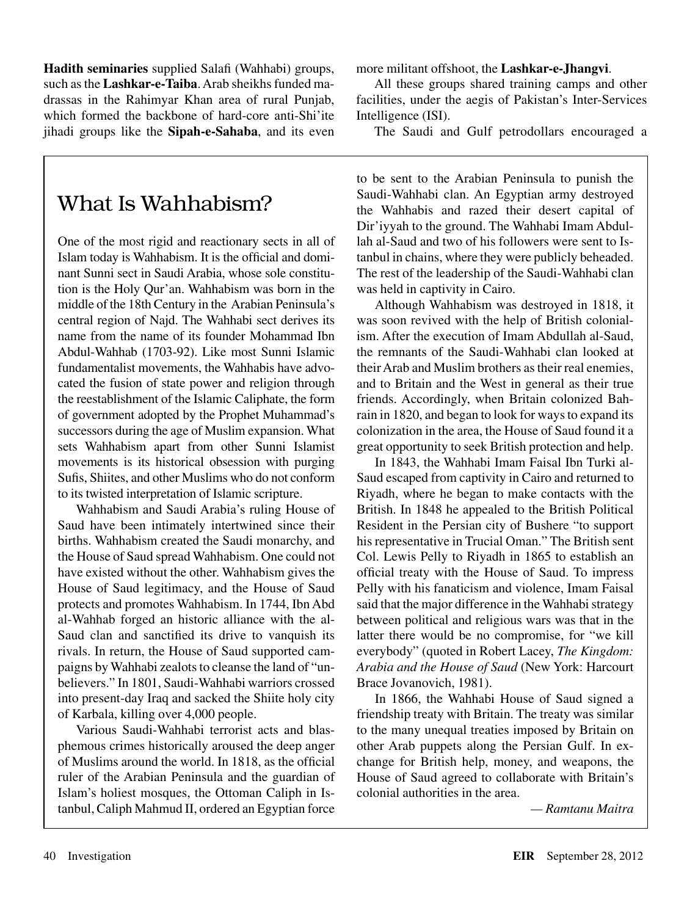**Hadith seminaries** supplied Salafi (Wahhabi) groups, such as the **Lashkar-e-Taiba**. Arab sheikhs funded madrassas in the Rahimyar Khan area of rural Punjab, which formed the backbone of hard-core anti-Shi'ite jihadi groups like the **Sipah-e-Sahaba**, and its even more militant offshoot, the **Lashkar-e-Jhangvi**.

All these groups shared training camps and other facilities, under the aegis of Pakistan's Inter-Services Intelligence (ISI).

The Saudi and Gulf petrodollars encouraged a

## What Is Wahhabism?

One of the most rigid and reactionary sects in all of Islam today is Wahhabism. It is the official and dominant Sunni sect in Saudi Arabia, whose sole constitution is the Holy Qur'an. Wahhabism was born in the middle of the 18th Century in the Arabian Peninsula's central region of Najd. The Wahhabi sect derives its name from the name of its founder Mohammad Ibn Abdul-Wahhab (1703-92). Like most Sunni Islamic fundamentalist movements, the Wahhabis have advocated the fusion of state power and religion through the reestablishment of the Islamic Caliphate, the form of government adopted by the Prophet Muhammad's successors during the age of Muslim expansion. What sets Wahhabism apart from other Sunni Islamist movements is its historical obsession with purging Sufis, Shiites, and other Muslims who do not conform to its twisted interpretation of Islamic scripture.

Wahhabism and Saudi Arabia's ruling House of Saud have been intimately intertwined since their births. Wahhabism created the Saudi monarchy, and the House of Saud spread Wahhabism. One could not have existed without the other. Wahhabism gives the House of Saud legitimacy, and the House of Saud protects and promotes Wahhabism. In 1744, Ibn Abd al-Wahhab forged an historic alliance with the al-Saud clan and sanctified its drive to vanquish its rivals. In return, the House of Saud supported campaigns by Wahhabi zealots to cleanse the land of "unbelievers." In 1801, Saudi-Wahhabi warriors crossed into present-day Iraq and sacked the Shiite holy city of Karbala, killing over 4,000 people.

Various Saudi-Wahhabi terrorist acts and blasphemous crimes historically aroused the deep anger of Muslims around the world. In 1818, as the official ruler of the Arabian Peninsula and the guardian of Islam's holiest mosques, the Ottoman Caliph in Istanbul, Caliph Mahmud II, ordered an Egyptian force to be sent to the Arabian Peninsula to punish the Saudi-Wahhabi clan. An Egyptian army destroyed the Wahhabis and razed their desert capital of Dir'iyyah to the ground. The Wahhabi Imam Abdullah al-Saud and two of his followers were sent to Istanbul in chains, where they were publicly beheaded. The rest of the leadership of the Saudi-Wahhabi clan was held in captivity in Cairo.

Although Wahhabism was destroyed in 1818, it was soon revived with the help of British colonialism. After the execution of Imam Abdullah al-Saud, the remnants of the Saudi-Wahhabi clan looked at their Arab and Muslim brothers as their real enemies, and to Britain and the West in general as their true friends. Accordingly, when Britain colonized Bahrain in 1820, and began to look for ways to expand its colonization in the area, the House of Saud found it a great opportunity to seek British protection and help.

In 1843, the Wahhabi Imam Faisal Ibn Turki al-Saud escaped from captivity in Cairo and returned to Riyadh, where he began to make contacts with the British. In 1848 he appealed to the British Political Resident in the Persian city of Bushere "to support his representative in Trucial Oman." The British sent Col. Lewis Pelly to Riyadh in 1865 to establish an official treaty with the House of Saud. To impress Pelly with his fanaticism and violence, Imam Faisal said that the major difference in the Wahhabi strategy between political and religious wars was that in the latter there would be no compromise, for "we kill everybody" (quoted in Robert Lacey, *The Kingdom: Arabia and the House of Saud* (New York: Harcourt Brace Jovanovich, 1981).

In 1866, the Wahhabi House of Saud signed a friendship treaty with Britain. The treaty was similar to the many unequal treaties imposed by Britain on other Arab puppets along the Persian Gulf. In exchange for British help, money, and weapons, the House of Saud agreed to collaborate with Britain's colonial authorities in the area.

*— Ramtanu Maitra*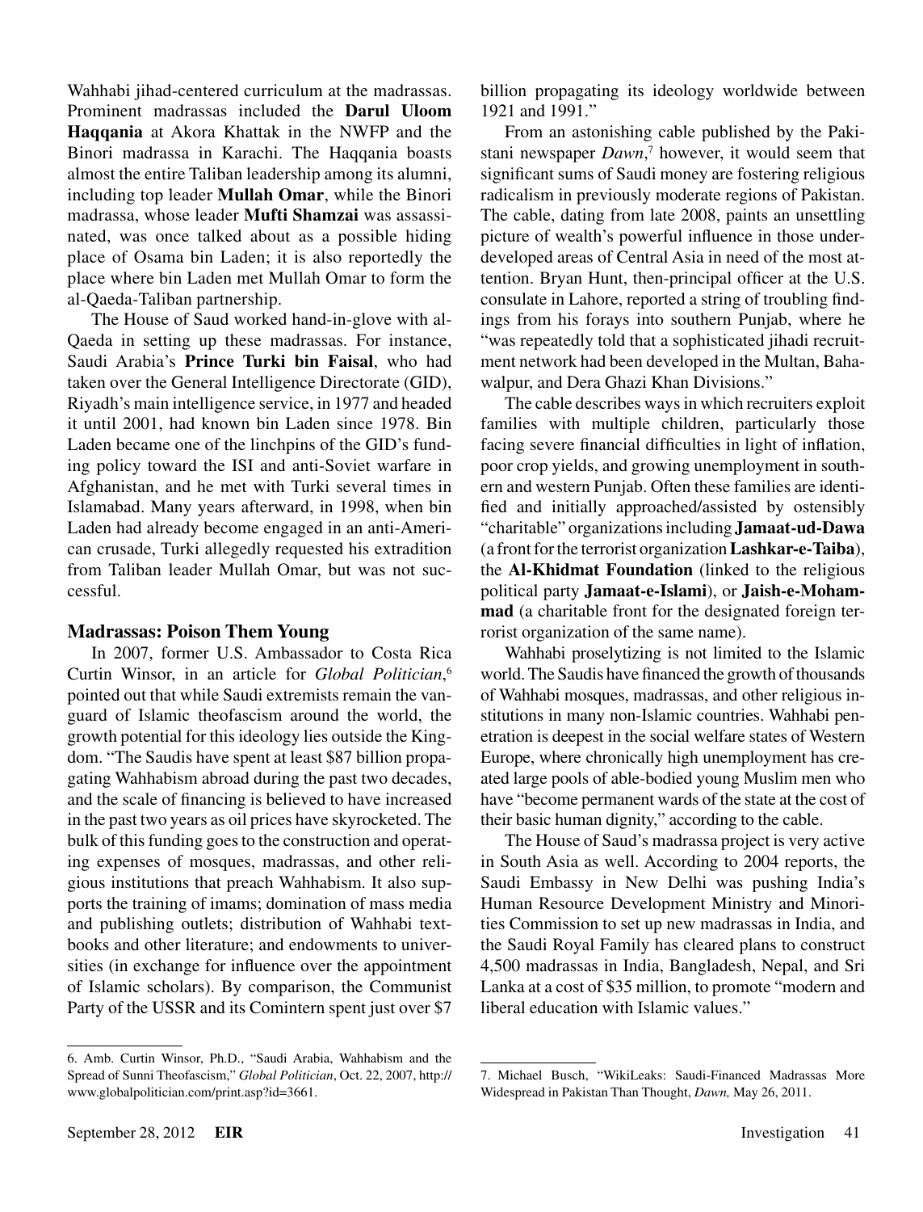Wahhabi jihad-centered curriculum at the madrassas. Prominent madrassas included the **Darul Uloom Haqqania** at Akora Khattak in the NWFP and the Binori madrassa in Karachi. The Haqqania boasts almost the entire Taliban leadership among its alumni, including top leader **Mullah Omar**, while the Binori madrassa, whose leader **Mufti Shamzai** was assassinated, was once talked about as a possible hiding place of Osama bin Laden; it is also reportedly the place where bin Laden met Mullah Omar to form the al-Qaeda-Taliban partnership.

The House of Saud worked hand-in-glove with al-Qaeda in setting up these madrassas. For instance, Saudi Arabia's **Prince Turki bin Faisal**, who had taken over the General Intelligence Directorate (GID), Riyadh's main intelligence service, in 1977 and headed it until 2001, had known bin Laden since 1978. Bin Laden became one of the linchpins of the GID's funding policy toward the ISI and anti-Soviet warfare in Afghanistan, and he met with Turki several times in Islamabad. Many years afterward, in 1998, when bin Laden had already become engaged in an anti-American crusade, Turki allegedly requested his extradition from Taliban leader Mullah Omar, but was not successful.

## Madrassas: Poison Them Young

In 2007, former U.S. Ambassador to Costa Rica Curtin Winsor, in an article for *Global Politician*,[6] pointed out that while Saudi extremists remain the vanguard of Islamic theofascism around the world, the growth potential for this ideology lies outside the Kingdom. "The Saudis have spent at least $87 billion propagating Wahhabism abroad during the past two decades, and the scale of financing is believed to have increased in the past two years as oil prices have skyrocketed. The bulk of this funding goes to the construction and operating expenses of mosques, madrassas, and other religious institutions that preach Wahhabism. It also supports the training of imams; domination of mass media and publishing outlets; distribution of Wahhabi textbooks and other literature; and endowments to universities (in exchange for influence over the appointment of Islamic scholars). By comparison, the Communist Party of the USSR and its Comintern spent just over $7 billion propagating its ideology worldwide between 1921 and 1991."

From an astonishing cable published by the Pakistani newspaper *Dawn*,[7] however, it would seem that significant sums of Saudi money are fostering religious radicalism in previously moderate regions of Pakistan. The cable, dating from late 2008, paints an unsettling picture of wealth's powerful influence in those underdeveloped areas of Central Asia in need of the most attention. Bryan Hunt, then-principal officer at the U.S. consulate in Lahore, reported a string of troubling findings from his forays into southern Punjab, where he "was repeatedly told that a sophisticated jihadi recruitment network had been developed in the Multan, Bahawalpur, and Dera Ghazi Khan Divisions."

The cable describes ways in which recruiters exploit families with multiple children, particularly those facing severe financial difficulties in light of inflation, poor crop yields, and growing unemployment in southern and western Punjab. Often these families are identified and initially approached/assisted by ostensibly "charitable" organizations including **Jamaat-ud-Dawa** (a front for the terrorist organization **Lashkar-e-Taiba**), the **Al-Khidmat Foundation** (linked to the religious political party **Jamaat-e-Islami**), or **Jaish-e-Mohammad** (a charitable front for the designated foreign terrorist organization of the same name).

Wahhabi proselytizing is not limited to the Islamic world. The Saudis have financed the growth of thousands of Wahhabi mosques, madrassas, and other religious institutions in many non-Islamic countries. Wahhabi penetration is deepest in the social welfare states of Western Europe, where chronically high unemployment has created large pools of able-bodied young Muslim men who have "become permanent wards of the state at the cost of their basic human dignity," according to the cable.

The House of Saud's madrassa project is very active in South Asia as well. According to 2004 reports, the Saudi Embassy in New Delhi was pushing India's Human Resource Development Ministry and Minorities Commission to set up new madrassas in India, and the Saudi Royal Family has cleared plans to construct 4,500 madrassas in India, Bangladesh, Nepal, and Sri Lanka at a cost of $35 million, to promote "modern and liberal education with Islamic values."

---

6. Amb. Curtin Winsor, Ph.D., "Saudi Arabia, Wahhabism and the Spread of Sunni Theofascism," *Global Politician*, Oct. 22, 2007, http://www.globalpolitician.com/print.asp?id=3661.

7. Michael Busch, "WikiLeaks: Saudi-Financed Madrassas More Widespread in Pakistan Than Thought, *Dawn,* May 26, 2011.